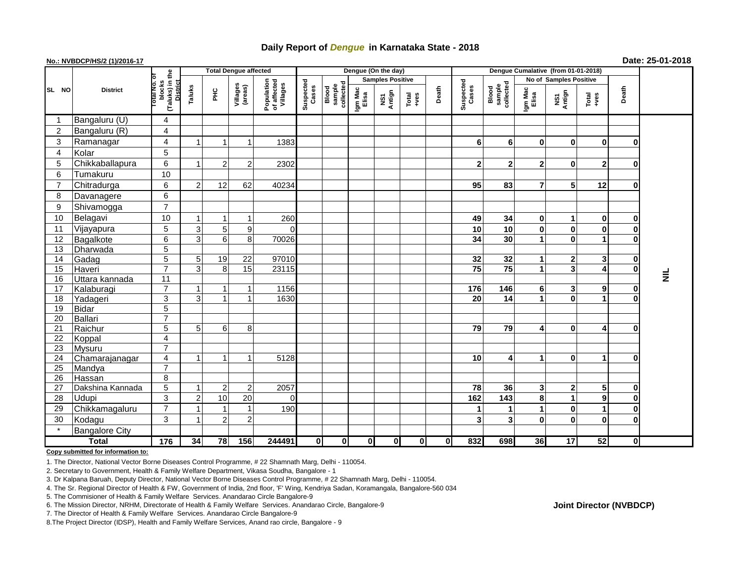# Daily Report of *Dengue* in Karnataka State - 2018

**No.: NVBDCP/HS/2 (1)/2016-17**

**Date: 25-01-2018**

| SL NO | District | Total No. of blocks (Taluks) in the District | Total Dengue affected | | | | Dengue (On the day) | | | | | | Dengue Cumalative (from 01-01-2018) | | | | | | |
|---|---|---|---|---|---|---|---|---|---|---|---|---|---|---|---|---|---|---|---|
| | | | Taluks | PHC | Villages (areas) | Population of affected Villages | Suspected Cases | Blood sample collected | Samples Positive | | | Death | Suspected Cases | Blood sample collected | No of Samples Positive | | | Death | |
| | | | | | | | | | Igm Mac Elisa | NS1 Antign | Total +ves | | | | Igm Mac Elisa | NS1 Antign | Total +ves | | |
| 1 | Bangaluru (U) | 4 | | | | | | | | | | | | | | | | | NIL |
| 2 | Bangaluru (R) | 4 | | | | | | | | | | | | | | | | | |
| 3 | Ramanagar | 4 | 1 | 1 | 1 | 1383 | | | | | | | 6 | 6 | 0 | 0 | 0 | 0 | |
| 4 | Kolar | 5 | | | | | | | | | | | | | | | | | |
| 5 | Chikkaballapura | 6 | 1 | 2 | 2 | 2302 | | | | | | | 2 | 2 | 2 | 0 | 2 | 0 | |
| 6 | Tumakuru | 10 | | | | | | | | | | | | | | | | | |
| 7 | Chitradurga | 6 | 2 | 12 | 62 | 40234 | | | | | | | 95 | 83 | 7 | 5 | 12 | 0 | |
| 8 | Davanagere | 6 | | | | | | | | | | | | | | | | | |
| 9 | Shivamogga | 7 | | | | | | | | | | | | | | | | | |
| 10 | Belagavi | 10 | 1 | 1 | 1 | 260 | | | | | | | 49 | 34 | 0 | 1 | 0 | 0 | |
| 11 | Vijayapura | 5 | 3 | 5 | 9 | 0 | | | | | | | 10 | 10 | 0 | 0 | 0 | 0 | |
| 12 | Bagalkote | 6 | 3 | 6 | 8 | 70026 | | | | | | | 34 | 30 | 1 | 0 | 1 | 0 | |
| 13 | Dharwada | 5 | | | | | | | | | | | | | | | | | |
| 14 | Gadag | 5 | 5 | 19 | 22 | 97010 | | | | | | | 32 | 32 | 1 | 2 | 3 | 0 | |
| 15 | Haveri | 7 | 3 | 8 | 15 | 23115 | | | | | | | 75 | 75 | 1 | 3 | 4 | 0 | |
| 16 | Uttara kannada | 11 | | | | | | | | | | | | | | | | | |
| 17 | Kalaburagi | 7 | 1 | 1 | 1 | 1156 | | | | | | | 176 | 146 | 6 | 3 | 9 | 0 | |
| 18 | Yadageri | 3 | 3 | 1 | 1 | 1630 | | | | | | | 20 | 14 | 1 | 0 | 1 | 0 | |
| 19 | Bidar | 5 | | | | | | | | | | | | | | | | | |
| 20 | Ballari | 7 | | | | | | | | | | | | | | | | | |
| 21 | Raichur | 5 | 5 | 6 | 8 | | | | | | | | 79 | 79 | 4 | 0 | 4 | 0 | |
| 22 | Koppal | 4 | | | | | | | | | | | | | | | | | |
| 23 | Mysuru | 7 | | | | | | | | | | | | | | | | | |
| 24 | Chamarajanagar | 4 | 1 | 1 | 1 | 5128 | | | | | | | 10 | 4 | 1 | 0 | 1 | 0 | |
| 25 | Mandya | 7 | | | | | | | | | | | | | | | | | |
| 26 | Hassan | 8 | | | | | | | | | | | | | | | | | |
| 27 | Dakshina Kannada | 5 | 1 | 2 | 2 | 2057 | | | | | | | 78 | 36 | 3 | 2 | 5 | 0 | |
| 28 | Udupi | 3 | 2 | 10 | 20 | 0 | | | | | | | 162 | 143 | 8 | 1 | 9 | 0 | |
| 29 | Chikkamagaluru | 7 | 1 | 1 | 1 | 190 | | | | | | | 1 | 1 | 1 | 0 | 1 | 0 | |
| 30 | Kodagu | 3 | 1 | 2 | 2 | | | | | | | | 3 | 3 | 0 | 0 | 0 | 0 | |
| * | Bangalore City | | | | | | | | | | | | | | | | | | |
| **Total** | | **176** | **34** | **78** | **156** | **244491** | **0** | **0** | **0** | **0** | **0** | **0** | **832** | **698** | **36** | **17** | **52** | **0** | |

**Copy submitted for information to:**

1. The Director, National Vector Borne Diseases Control Programme, # 22 Shamnath Marg, Delhi - 110054.
2. Secretary to Government, Health & Family Welfare Department, Vikasa Soudha, Bangalore - 1
3. Dr Kalpana Baruah, Deputy Director, National Vector Borne Diseases Control Programme, # 22 Shamnath Marg, Delhi - 110054.
4. The Sr. Regional Director of Health & FW, Government of India, 2nd floor, 'F' Wing, Kendriya Sadan, Koramangala, Bangalore-560 034
5. The Commisioner of Health & Family Welfare Services. Anandarao Circle Bangalore-9
6. The Mission Director, NRHM, Directorate of Health & Family Welfare Services. Anandarao Circle, Bangalore-9
7. The Director of Health & Family Welfare Services. Anandarao Circle Bangalore-9
8. The Project Director (IDSP), Health and Family Welfare Services, Anand rao circle, Bangalore - 9

**Joint Director (NVBDCP)**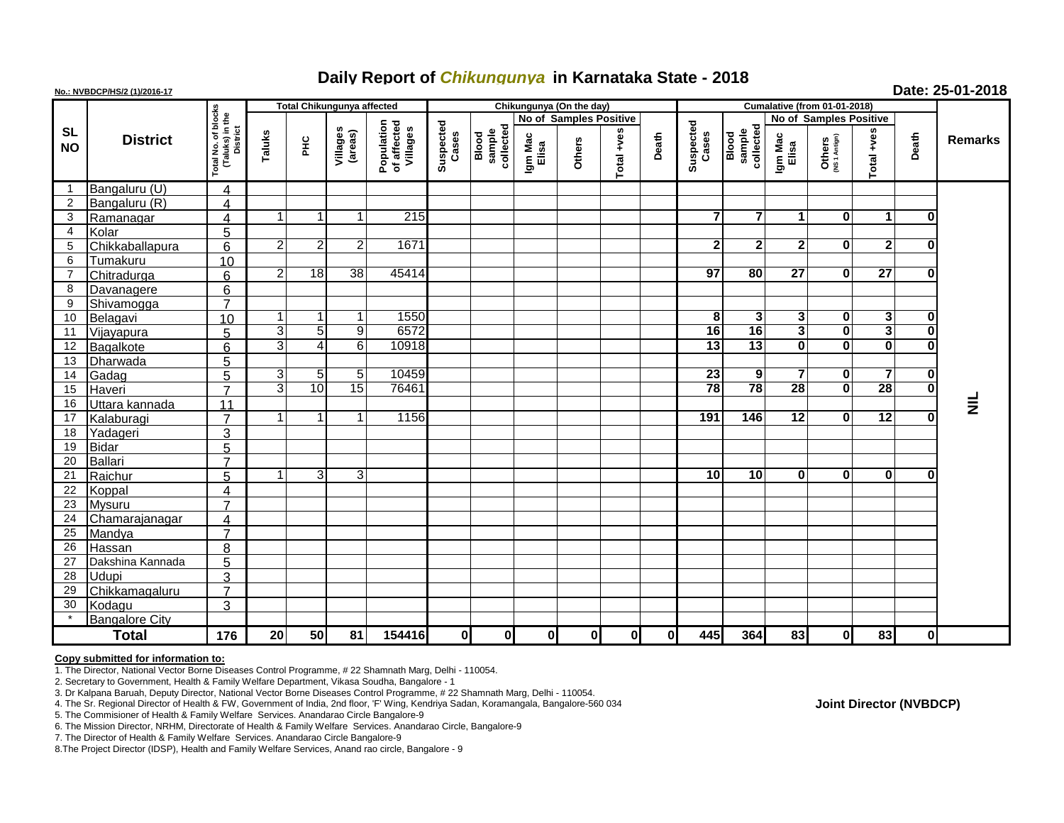# Daily Report of *Chikungunya* in Karnataka State - 2018

**No.: NVBDCP/HS/2 (1)/2016-17**

**Date: 25-01-2018**

| SL NO | District | Total No. of blocks (Taluks) in the District | Total Chikungunya affected | | | | Chikungunya (On the day) | | | | | | Cumalative (from 01-01-2018) | | | | | | Remarks |
|---|---|---|---|---|---|---|---|---|---|---|---|---|---|---|---|---|---|---|---|
| | | | Taluks | PHC | Villages (areas) | Population of affected Villages | Suspected Cases | Blood sample collected | No of Samples Positive | | | Death | Suspected Cases | Blood sample collected | No of Samples Positive | | | Death | |
| | | | | | | | | | Igm Mac Elisa | Others | Total +ves | | | | Igm Mac Elisa | Others (NS 1 Antign) | Total +ves | | |
| 1 | Bangaluru (U) | 4 | | | | | | | | | | | | | | | | | NIL |
| 2 | Bangaluru (R) | 4 | | | | | | | | | | | | | | | | | |
| 3 | Ramanagar | 4 | 1 | 1 | 1 | 215 | | | | | | | 7 | 7 | 1 | 0 | 1 | 0 | |
| 4 | Kolar | 5 | | | | | | | | | | | | | | | | | |
| 5 | Chikkaballapura | 6 | 2 | 2 | 2 | 1671 | | | | | | | 2 | 2 | 2 | 0 | 2 | 0 | |
| 6 | Tumakuru | 10 | | | | | | | | | | | | | | | | | |
| 7 | Chitradurga | 6 | 2 | 18 | 38 | 45414 | | | | | | | 97 | 80 | 27 | 0 | 27 | 0 | |
| 8 | Davanagere | 6 | | | | | | | | | | | | | | | | | |
| 9 | Shivamogga | 7 | | | | | | | | | | | | | | | | | |
| 10 | Belagavi | 10 | 1 | 1 | 1 | 1550 | | | | | | | 8 | 3 | 3 | 0 | 3 | 0 | |
| 11 | Vijayapura | 5 | 3 | 5 | 9 | 6572 | | | | | | | 16 | 16 | 3 | 0 | 3 | 0 | |
| 12 | Bagalkote | 6 | 3 | 4 | 6 | 10918 | | | | | | | 13 | 13 | 0 | 0 | 0 | 0 | |
| 13 | Dharwada | 5 | | | | | | | | | | | | | | | | | |
| 14 | Gadag | 5 | 3 | 5 | 5 | 10459 | | | | | | | 23 | 9 | 7 | 0 | 7 | 0 | |
| 15 | Haveri | 7 | 3 | 10 | 15 | 76461 | | | | | | | 78 | 78 | 28 | 0 | 28 | 0 | |
| 16 | Uttara kannada | 11 | | | | | | | | | | | | | | | | | |
| 17 | Kalaburagi | 7 | 1 | 1 | 1 | 1156 | | | | | | | 191 | 146 | 12 | 0 | 12 | 0 | |
| 18 | Yadageri | 3 | | | | | | | | | | | | | | | | | |
| 19 | Bidar | 5 | | | | | | | | | | | | | | | | | |
| 20 | Ballari | 7 | | | | | | | | | | | | | | | | | |
| 21 | Raichur | 5 | 1 | 3 | 3 | | | | | | | | 10 | 10 | 0 | 0 | 0 | 0 | |
| 22 | Koppal | 4 | | | | | | | | | | | | | | | | | |
| 23 | Mysuru | 7 | | | | | | | | | | | | | | | | | |
| 24 | Chamarajanagar | 4 | | | | | | | | | | | | | | | | | |
| 25 | Mandya | 7 | | | | | | | | | | | | | | | | | |
| 26 | Hassan | 8 | | | | | | | | | | | | | | | | | |
| 27 | Dakshina Kannada | 5 | | | | | | | | | | | | | | | | | |
| 28 | Udupi | 3 | | | | | | | | | | | | | | | | | |
| 29 | Chikkamagaluru | 7 | | | | | | | | | | | | | | | | | |
| 30 | Kodagu | 3 | | | | | | | | | | | | | | | | | |
| * | Bangalore City | | | | | | | | | | | | | | | | | | |
| **Total** | | **176** | **20** | **50** | **81** | **154416** | **0** | **0** | **0** | **0** | **0** | **0** | **445** | **364** | **83** | **0** | **83** | **0** | |

**Copy submitted for information to:**

1. The Director, National Vector Borne Diseases Control Programme, # 22 Shamnath Marg, Delhi - 110054.
2. Secretary to Government, Health & Family Welfare Department, Vikasa Soudha, Bangalore - 1
3. Dr Kalpana Baruah, Deputy Director, National Vector Borne Diseases Control Programme, # 22 Shamnath Marg, Delhi - 110054.
4. The Sr. Regional Director of Health & FW, Government of India, 2nd floor, 'F' Wing, Kendriya Sadan, Koramangala, Bangalore-560 034
5. The Commisioner of Health & Family Welfare Services. Anandarao Circle Bangalore-9
6. The Mission Director, NRHM, Directorate of Health & Family Welfare Services. Anandarao Circle, Bangalore-9
7. The Director of Health & Family Welfare Services. Anandarao Circle Bangalore-9
8. The Project Director (IDSP), Health and Family Welfare Services, Anand rao circle, Bangalore - 9

**Joint Director (NVBDCP)**